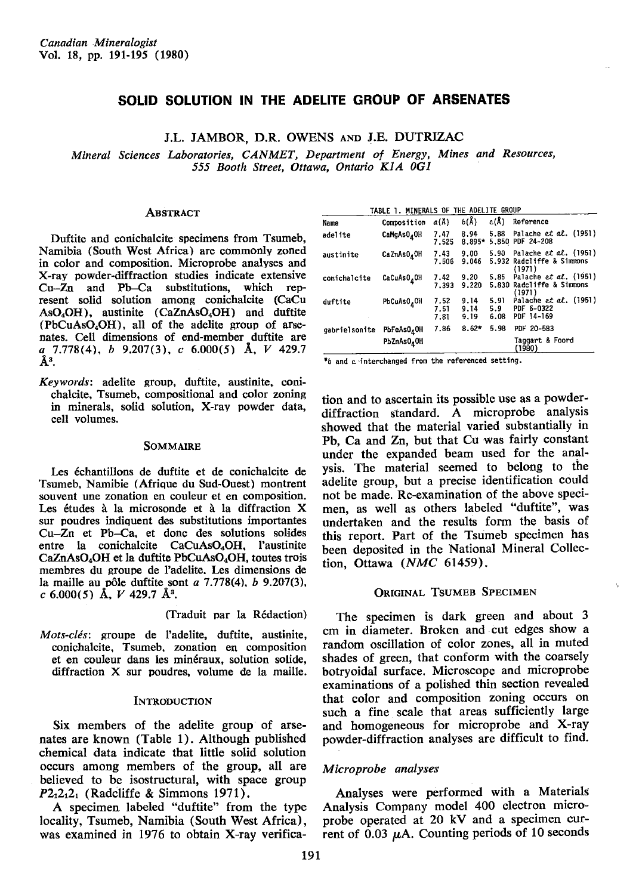# SOLID SOLUTION IN THE ADELITE GROUP OF ARSENATES

J.L. JAMBOR, D.R. OWENS AND J.E. DUTRIZAC

*Mineral Sciences Laboratories, CANMET, Department of Energy, Mines and Resources, 555 Booth Street, Ottawa, Ontario K1A 0G1*

## ABSTRACT

Duftite and conichalcite specimens from Tsumeb, Namibia (South West Africa) are commonly zoned in color and composition. Microprobe analyses and X-ray powder-diffraction studies indicate extensive Cu–Zn and Pb–Ca substitutions, which represent solid solution among conichalcite ($CaCuAsO_4OH$), austinite ($CaZnAsO_4OH$) and duftite ($PbCuAsO_4OH$), all of the adelite group of arsenates. Cell dimensions of end-member duftite are *a* 7.778(4), *b* 9.207(3), *c* 6.000(5) Å, *V* 429.7 Å³.

*Keywords*: adelite group, duftite, austinite, conichalcite, Tsumeb, compositional and color zoning in minerals, solid solution, X-ray powder data, cell volumes.

## SOMMAIRE

Les échantillons de duftite et de conichalcite de Tsumeb, Namibie (Afrique du Sud-Ouest) montrent souvent une zonation en couleur et en composition. Les études à la microsonde et à la diffraction X sur poudres indiquent des substitutions importantes Cu–Zn et Pb–Ca, et donc des solutions solides entre la conichalcite $CaCuAsO_4OH$, l'austinite $CaZnAsO_4OH$ et la duftite $PbCuAsO_4OH$, toutes trois membres du groupe de l'adelite. Les dimensions de la maille au pôle duftite sont *a* 7.778(4), *b* 9.207(3), *c* 6.000(5) Å, *V* 429.7 Å³.

(Traduit par la Rédaction)

*Mots-clés*: groupe de l'adelite, duftite, austinite, conichalcite, Tsumeb, zonation en composition et en couleur dans les minéraux, solution solide, diffraction X sur poudres, volume de la maille.

## INTRODUCTION

Six members of the adelite group of arsenates are known (Table 1). Although published chemical data indicate that little solid solution occurs among members of the group, all are believed to be isostructural, with space group $P2_12_12_1$ (Radcliffe & Simmons 1971).

A specimen labeled "duftite" from the type locality, Tsumeb, Namibia (South West Africa), was examined in 1976 to obtain X-ray verification and to ascertain its possible use as a powder-diffraction standard. A microprobe analysis showed that the material varied substantially in Pb, Ca and Zn, but that Cu was fairly constant under the expanded beam used for the analysis. The material seemed to belong to the adelite group, but a precise identification could not be made. Re-examination of the above specimen, as well as others labeled "duftite", was undertaken and the results form the basis of this report. Part of the Tsumeb specimen has been deposited in the National Mineral Collection, Ottawa (*NMC* 61459).

TABLE 1. MINERALS OF THE ADELITE GROUP

| Name | Composition | *a*(Å) | *b*(Å) | *c*(Å) | Reference |
|---|---|---|---|---|---|
| adelite | $CaMgAsO_4OH$ | 7.47 | 8.94 | 5.88 | Palache *et al.* (1951) |
| | | 7.525 | 8.895* | 5.850 | PDF 24-208 |
| austinite | $CaZnAsO_4OH$ | 7.43 | 9.00 | 5.90 | Palache *et al.* (1951) |
| | | 7.506 | 9.046 | 5.932 | Radcliffe & Simmons (1971) |
| conichalcite | $CaCuAsO_4OH$ | 7.42 | 9.20 | 5.85 | Palache *et al.* (1951) |
| | | 7.393 | 9.220 | 5.830 | Radcliffe & Simmons (1971) |
| duftite | $PbCuAsO_4OH$ | 7.52 | 9.14 | 5.91 | Palache *et al.* (1951) |
| | | 7.51 | 9.14 | 5.9 | PDF 6-0322 |
| | | 7.81 | 9.19 | 6.08 | PDF 14-169 |
| gabrielsonite | $PbFeAsO_4OH$ | 7.86 | 8.62* | 5.98 | PDF 20-583 |
| | $PbZnAsO_4OH$ | | | | Taggart & Foord (1980) |

*b and c interchanged from the referenced setting.

## ORIGINAL TSUMEB SPECIMEN

The specimen is dark green and about 3 cm in diameter. Broken and cut edges show a random oscillation of color zones, all in muted shades of green, that conform with the coarsely botryoidal surface. Microscope and microprobe examinations of a polished thin section revealed that color and composition zoning occurs on such a fine scale that areas sufficiently large and homogeneous for microprobe and X-ray powder-diffraction analyses are difficult to find.

### Microprobe analyses

Analyses were performed with a Materials Analysis Company model 400 electron microprobe operated at 20 kV and a specimen current of 0.03 μA. Counting periods of 10 seconds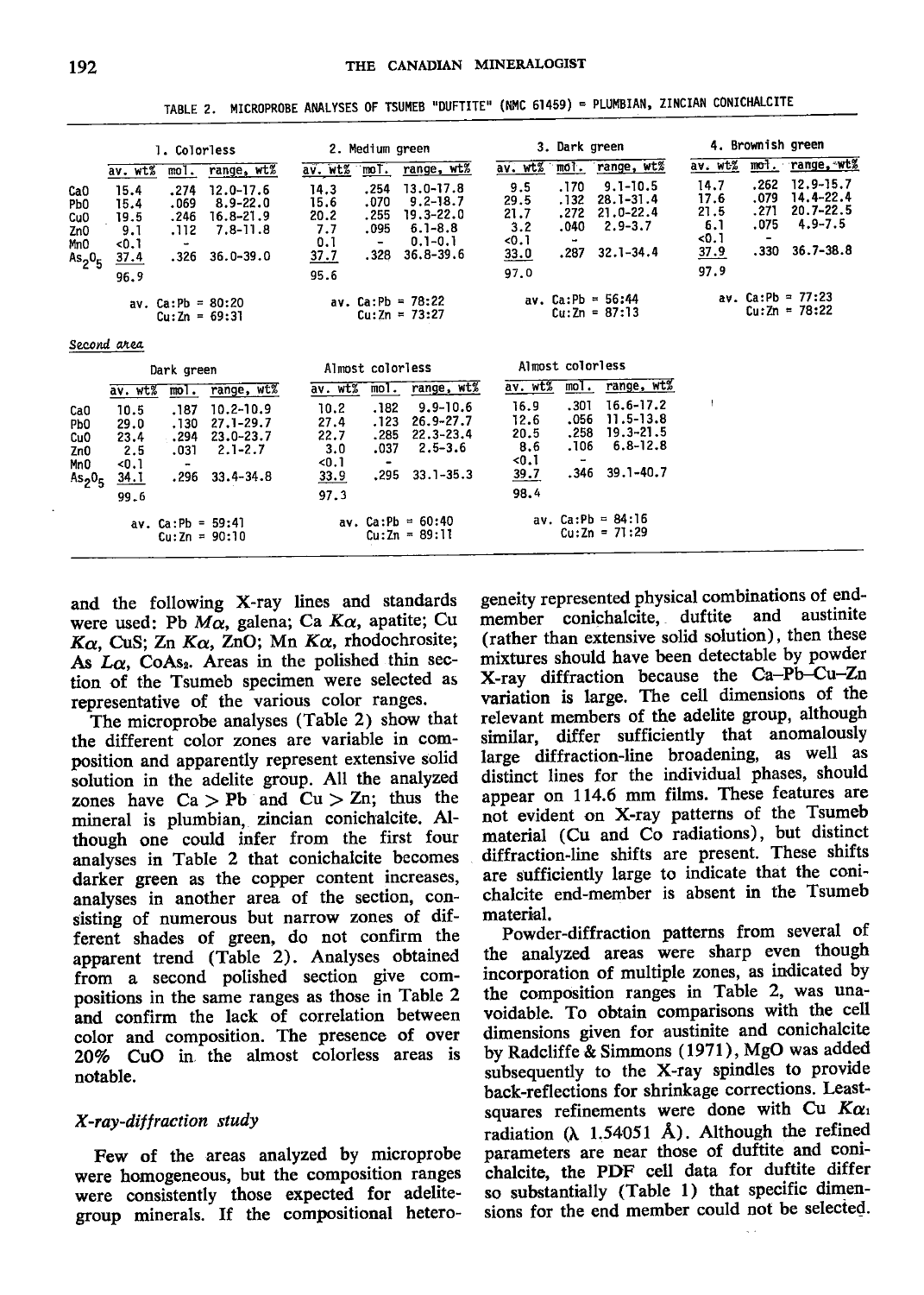TABLE 2. MICROPROBE ANALYSES OF TSUMEB "DUFTITE" (NMC 61459) = PLUMBIAN, ZINCIAN CONICHALCITE

| | 1. Colorless | | | 2. Medium green | | | 3. Dark green | | | 4. Brownish green | | |
|---|---|---|---|---|---|---|---|---|---|---|---|---|
| | av. wt% | mol. | range, wt% | av. wt% | mol. | range, wt% | av. wt% | mol. | range, wt% | av. wt% | mol. | range, wt% |
| CaO | 15.4 | .274 | 12.0-17.6 | 14.3 | .254 | 13.0-17.8 | 9.5 | .170 | 9.1-10.5 | 14.7 | .262 | 12.9-15.7 |
| PbO | 15.4 | .069 | 8.9-22.0 | 15.6 | .070 | 9.2-18.7 | 29.5 | .132 | 28.1-31.4 | 17.6 | .079 | 14.4-22.4 |
| CuO | 19.5 | .246 | 16.8-21.9 | 20.2 | .255 | 19.3-22.0 | 21.7 | .272 | 21.0-22.4 | 21.5 | .271 | 20.7-22.5 |
| ZnO | 9.1 | .112 | 7.8-11.8 | 7.7 | .095 | 6.1-8.8 | 3.2 | .040 | 2.9-3.7 | 6.1 | .075 | 4.9-7.5 |
| MnO | <0.1 | - | | 0.1 | - | 0.1-0.1 | <0.1 | - | | <0.1 | - | |
| $As_2O_5$ | 37.4 | .326 | 36.0-39.0 | 37.7 | .328 | 36.8-39.6 | 33.0 | .287 | 32.1-34.4 | 37.9 | .330 | 36.7-38.8 |
| | 96.9 | | | 95.6 | | | 97.0 | | | 97.9 | | |
| | av. Ca:Pb = 80:20 Cu:Zn = 69:31 | | | av. Ca:Pb = 78:22 Cu:Zn = 73:27 | | | av. Ca:Pb = 56:44 Cu:Zn = 87:13 | | | av. Ca:Pb = 77:23 Cu:Zn = 78:22 | | |

*Second area*

| | Dark green | | | Almost colorless | | | Almost colorless | | |
|---|---|---|---|---|---|---|---|---|---|
| | av. wt% | mol. | range, wt% | av. wt% | mol. | range, wt% | av. wt% | mol. | range, wt% |
| CaO | 10.5 | .187 | 10.2-10.9 | 10.2 | .182 | 9.9-10.6 | 16.9 | .301 | 16.6-17.2 |
| PbO | 29.0 | .130 | 27.1-29.7 | 27.4 | .123 | 26.9-27.7 | 12.6 | .056 | 11.5-13.8 |
| CuO | 23.4 | .294 | 23.0-23.7 | 22.7 | .285 | 22.3-23.4 | 20.5 | .258 | 19.3-21.5 |
| ZnO | 2.5 | .031 | 2.1-2.7 | 3.0 | .037 | 2.5-3.6 | 8.6 | .106 | 6.8-12.8 |
| MnO | <0.1 | - | | <0.1 | - | | <0.1 | - | |
| $As_2O_5$ | 34.1 | .296 | 33.4-34.8 | 33.9 | .295 | 33.1-35.3 | 39.7 | .346 | 39.1-40.7 |
| | 99.6 | | | 97.3 | | | 98.4 | | |
| | av. Ca:Pb = 59:41 Cu:Zn = 90:10 | | | av. Ca:Pb = 60:40 Cu:Zn = 89:11 | | | av. Ca:Pb = 84:16 Cu:Zn = 71:29 | | |

and the following X-ray lines and standards were used: Pb $M\alpha$, galena; Ca $K\alpha$, apatite; Cu $K\alpha$, CuS; Zn $K\alpha$, ZnO; Mn $K\alpha$, rhodochrosite; As $L\alpha$, $CoAs_2$. Areas in the polished thin section of the Tsumeb specimen were selected as representative of the various color ranges.

The microprobe analyses (Table 2) show that the different color zones are variable in composition and apparently represent extensive solid solution in the adelite group. All the analyzed zones have Ca > Pb and Cu > Zn; thus the mineral is plumbian, zincian conichalcite. Although one could infer from the first four analyses in Table 2 that conichalcite becomes darker green as the copper content increases, analyses in another area of the section, consisting of numerous but narrow zones of different shades of green, do not confirm the apparent trend (Table 2). Analyses obtained from a second polished section give compositions in the same ranges as those in Table 2 and confirm the lack of correlation between color and composition. The presence of over 20% CuO in the almost colorless areas is notable.

### X-ray-diffraction study

Few of the areas analyzed by microprobe were homogeneous, but the composition ranges were consistently those expected for adelite-group minerals. If the compositional heterogeneity represented physical combinations of end-member conichalcite, duftite and austinite (rather than extensive solid solution), then these mixtures should have been detectable by powder X-ray diffraction because the Ca–Pb–Cu–Zn variation is large. The cell dimensions of the relevant members of the adelite group, although similar, differ sufficiently that anomalously large diffraction-line broadening, as well as distinct lines for the individual phases, should appear on 114.6 mm films. These features are not evident on X-ray patterns of the Tsumeb material (Cu and Co radiations), but distinct diffraction-line shifts are present. These shifts are sufficiently large to indicate that the conichalcite end-member is absent in the Tsumeb material.

Powder-diffraction patterns from several of the analyzed areas were sharp even though incorporation of multiple zones, as indicated by the composition ranges in Table 2, was unavoidable. To obtain comparisons with the cell dimensions given for austinite and conichalcite by Radcliffe & Simmons (1971), MgO was added subsequently to the X-ray spindles to provide back-reflections for shrinkage corrections. Least-squares refinements were done with Cu $K\alpha_1$ radiation ($\lambda$ 1.54051 Å). Although the refined parameters are near those of duftite and conichalcite, the PDF cell data for duftite differ so substantially (Table 1) that specific dimensions for the end member could not be selected.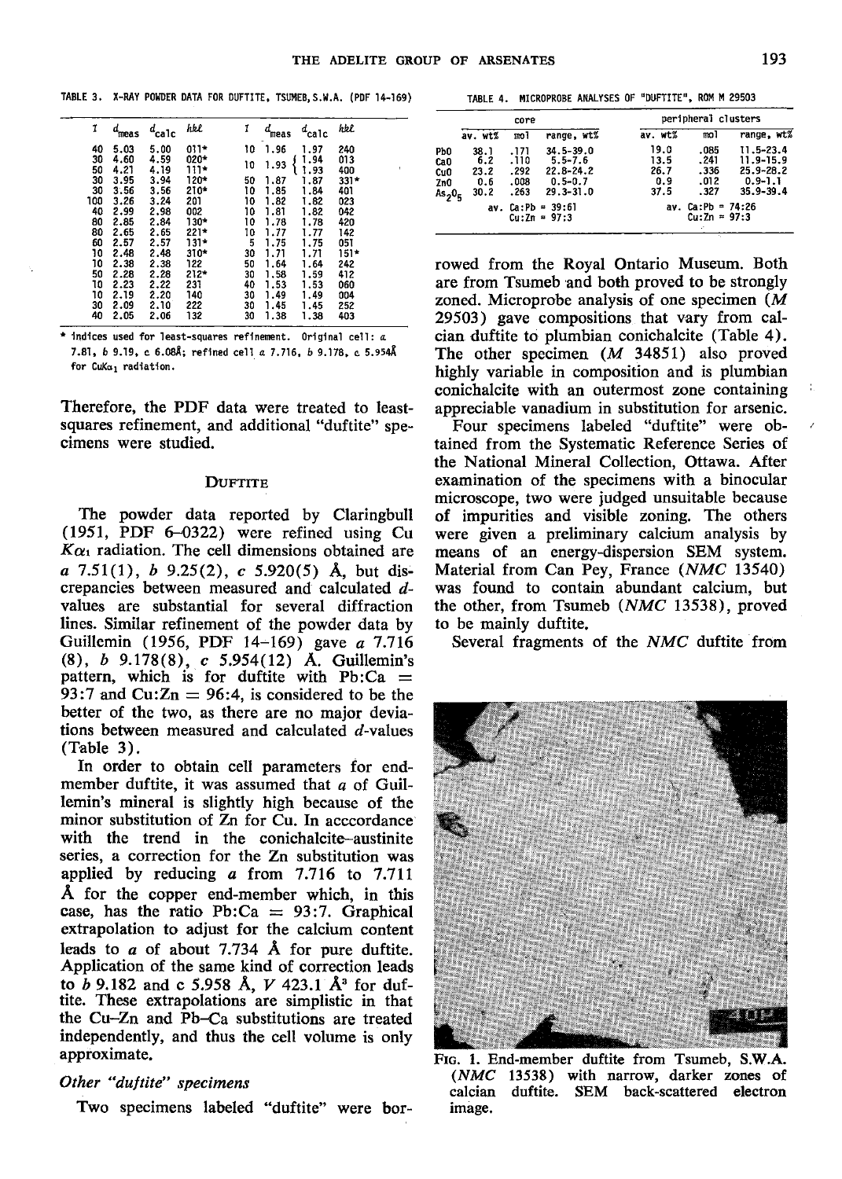TABLE 3. X-RAY POWDER DATA FOR DUFTITE, TSUMEB, S.W.A. (PDF 14-169)

| I | $d_{meas}$ | $d_{calc}$ | hkl | I | $d_{meas}$ | $d_{calc}$ | hkl |
|---|---|---|---|---|---|---|---|
| 40 | 5.03 | 5.00 | 011* | 10 | 1.96 | 1.97 | 240 |
| 30 | 4.60 | 4.59 | 020* | 10 | 1.93 | 1.94 | 013 |
| 50 | 4.21 | 4.19 | 111* | | | 1.93 | 400 |
| 30 | 3.95 | 3.94 | 120* | 50 | 1.87 | 1.87 | 331* |
| 30 | 3.56 | 3.56 | 210* | 10 | 1.85 | 1.84 | 401 |
| 100 | 3.26 | 3.24 | 201 | 10 | 1.82 | 1.82 | 023 |
| 40 | 2.99 | 2.98 | 002 | 10 | 1.81 | 1.82 | 042 |
| 80 | 2.85 | 2.84 | 130* | 10 | 1.78 | 1.78 | 420 |
| 80 | 2.65 | 2.65 | 221* | 10 | 1.77 | 1.77 | 142 |
| 60 | 2.57 | 2.57 | 131* | 5 | 1.75 | 1.75 | 051 |
| 10 | 2.48 | 2.48 | 310* | 30 | 1.71 | 1.71 | 151* |
| 10 | 2.38 | 2.38 | 122 | 50 | 1.64 | 1.64 | 242 |
| 50 | 2.28 | 2.28 | 212* | 30 | 1.58 | 1.59 | 412 |
| 10 | 2.23 | 2.22 | 231 | 40 | 1.53 | 1.53 | 060 |
| 10 | 2.19 | 2.20 | 140 | 30 | 1.49 | 1.49 | 004 |
| 30 | 2.09 | 2.10 | 222 | 30 | 1.45 | 1.45 | 252 |
| 40 | 2.05 | 2.06 | 132 | 30 | 1.38 | 1.38 | 403 |

\* indices used for least-squares refinement. Original cell: *a* 7.81, *b* 9.19, *c* 6.08Å; refined cell *a* 7.716, *b* 9.178, *c* 5.954Å for $CuK\alpha_1$ radiation.

Therefore, the PDF data were treated to least-squares refinement, and additional "duftite" specimens were studied.

## Duftite

The powder data reported by Claringbull (1951, PDF 6–0322) were refined using Cu $K\alpha_1$ radiation. The cell dimensions obtained are *a* 7.51(1), *b* 9.25(2), *c* 5.920(5) Å, but discrepancies between measured and calculated *d*-values are substantial for several diffraction lines. Similar refinement of the powder data by Guillemin (1956, PDF 14–169) gave *a* 7.716 (8), *b* 9.178(8), *c* 5.954(12) Å. Guillemin's pattern, which is for duftite with Pb:Ca = 93:7 and Cu:Zn = 96:4, is considered to be the better of the two, as there are no major deviations between measured and calculated *d*-values (Table 3).

In order to obtain cell parameters for end-member duftite, it was assumed that *a* of Guillemin's mineral is slightly high because of the minor substitution of Zn for Cu. In acccordance with the trend in the conichalcite–austinite series, a correction for the Zn substitution was applied by reducing *a* from 7.716 to 7.711 Å for the copper end-member which, in this case, has the ratio Pb:Ca = 93:7. Graphical extrapolation to adjust for the calcium content leads to *a* of about 7.734 Å for pure duftite. Application of the same kind of correction leads to *b* 9.182 and c 5.958 Å, *V* 423.1 $Å^3$ for duftite. These extrapolations are simplistic in that the Cu–Zn and Pb–Ca substitutions are treated independently, and thus the cell volume is only approximate.

### *Other "duftite" specimens*

Two specimens labeled "duftite" were borrowed from the Royal Ontario Museum. Both are from Tsumeb and both proved to be strongly zoned. Microprobe analysis of one specimen (*M* 29503) gave compositions that vary from calcian duftite to plumbian conichalcite (Table 4). The other specimen (*M* 34851) also proved highly variable in composition and is plumbian conichalcite with an outermost zone containing appreciable vanadium in substitution for arsenic.

TABLE 4. MICROPROBE ANALYSES OF "DUFTITE", ROM M 29503

| | core | | | peripheral clusters | | |
|---|---|---|---|---|---|---|
| | av. wt% | mol | range, wt% | av. wt% | mol | range, wt% |
| PbO | 38.1 | .171 | 34.5-39.0 | 19.0 | .085 | 11.5-23.4 |
| CaO | 6.2 | .110 | 5.5-7.6 | 13.5 | .241 | 11.9-15.9 |
| CuO | 23.2 | .292 | 22.8-24.2 | 26.7 | .336 | 25.9-28.2 |
| ZnO | 0.6 | .008 | 0.5-0.7 | 0.9 | .012 | 0.9-1.1 |
| $As_2O_5$ | 30.2 | .263 | 29.3-31.0 | 37.5 | .327 | 35.9-39.4 |
| | av. Ca:Pb = 39:61 | | | av. Ca:Pb = 74:26 | | |
| | Cu:Zn = 97:3 | | | Cu:Zn = 97:3 | | |

Four specimens labeled "duftite" were obtained from the Systematic Reference Series of the National Mineral Collection, Ottawa. After examination of the specimens with a binocular microscope, two were judged unsuitable because of impurities and visible zoning. The others were given a preliminary calcium analysis by means of an energy-dispersion SEM system. Material from Can Pey, France (*NMC* 13540) was found to contain abundant calcium, but the other, from Tsumeb (*NMC* 13538), proved to be mainly duftite.

Several fragments of the *NMC* duftite from

FIG. 1. End-member duftite from Tsumeb, S.W.A. (*NMC* 13538) with narrow, darker zones of calcian duftite. SEM back-scattered electron image.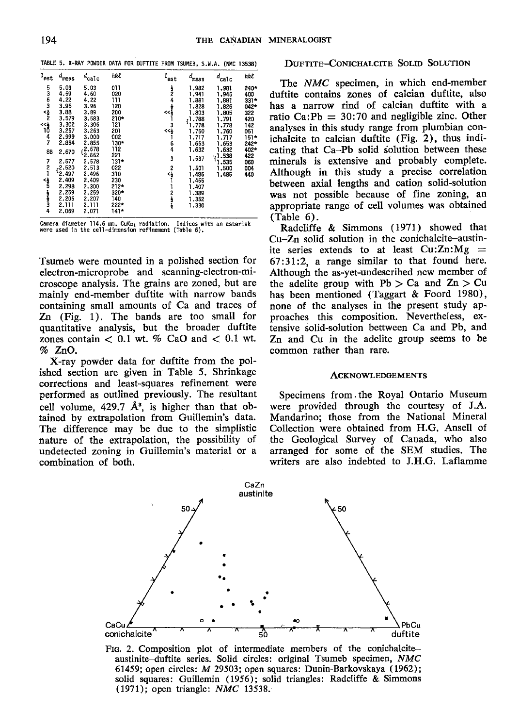TABLE 5. X-RAY POWDER DATA FOR DUFTITE FROM TSUMEB, S.W.A. (NMC 13538)

| $I_{est}$ | $d_{meas}$ | $d_{calc}$ | $hkl$ | $I_{est}$ | $d_{meas}$ | $d_{calc}$ | $hkl$ |
|---|---|---|---|---|---|---|---|
| 5 | 5.03 | 5.03 | 011 | ½ | 1.982 | 1.981 | 240* |
| 3 | 4.59 | 4.60 | 020 | 2 | 1.941 | 1.945 | 400 |
| 6 | 4.22 | 4.22 | 111 | 4 | 1.881 | 1.881 | 331* |
| 3 | 3.96 | 3.96 | 120 | ½ | 1.828 | 1.826 | 042* |
| <½ | 3.88 | 3.89 | 200 | <<½ | 1.803 | 1.805 | 322 |
| 2 | 3.579 | 3.583 | 210* | 1 | 1.788 | 1.791 | 420 |
| <<½ | 3.302 | 3.306 | 121 | 3 | 1.778 | 1.778 | 142 |
| 10 | 3.257 | 3.263 | 201 | <<½ | 1.760 | 1.760 | 051 |
| 4 | 2.999 | 3.000 | 002 | 1 | 1.717 | 1.717 | 151* |
| 7 | 2.854 | 2.855 | 130* | 6 | 1.653 | 1.653 | 242* |
| 8B | 2.670 | 2.678 | 112 | 4 | 1.632 | 1.632 | 402* |
| | | 2.662 | 221 | | | 1.538 | 422 |
| 7 | 2.577 | 2.578 | 131* | 3 | 1.537 | 1.535 | 060 |
| 2 | 2.520 | 2.513 | 022 | 2 | 1.501 | 1.500 | 004 |
| 1 | 2.497 | 2.496 | 310 | <½ | 1.485 | 1.485 | 440 |
| <½ | 2.409 | 2.409 | 230 | 1 | 1.455 | | |
| 5 | 2.298 | 2.300 | 212* | 1 | 1.407 | | |
| ½ | 2.259 | 2.259 | 320* | 2 | 1.389 | | |
| ½ | 2.206 | 2.207 | 140 | ½ | 1.352 | | |
| 3 | 2.111 | 2.111 | 222* | ½ | 1.330 | | |
| 4 | 2.069 | 2.071 | 141* | | | | |

Camera diameter 114.6 mm, CuKα₁ radiation. Indices with an asterisk were used in the cell-dimension refinement (Table 6).

Tsumeb were mounted in a polished section for electron-microprobe and scanning-electron-microscope analysis. The grains are zoned, but are mainly end-member duftite with narrow bands containing small amounts of Ca and traces of Zn (Fig. 1). The bands are too small for quantitative analysis, but the broader duftite zones contain < 0.1 wt. % CaO and < 0.1 wt. % ZnO.

X-ray powder data for duftite from the polished section are given in Table 5. Shrinkage corrections and least-squares refinement were performed as outlined previously. The resultant cell volume, 429.7 Å$^3$, is higher than that obtained by extrapolation from Guillemin's data. The difference may be due to the simplistic nature of the extrapolation, the possibility of undetected zoning in Guillemin's material or a combination of both.

## Duftite–Conichalcite Solid Solution

The *NMC* specimen, in which end-member duftite contains zones of calcian duftite, also has a narrow rind of calcian duftite with a ratio Ca:Pb = 30:70 and negligible zinc. Other analyses in this study range from plumbian conichalcite to calcian duftite (Fig. 2), thus indicating that Ca–Pb solid solution between these minerals is extensive and probably complete. Although in this study a precise correlation between axial lengths and cation solid-solution was not possible because of fine zoning, an appropriate range of cell volumes was obtained (Table 6).

Radcliffe & Simmons (1971) showed that Cu–Zn solid solution in the conichalcite–austinite series extends to at least Cu:Zn:Mg = 67:31:2, a range similar to that found here. Although the as-yet-undescribed new member of the adelite group with Pb > Ca and Zn > Cu has been mentioned (Taggart & Foord 1980), none of the analyses in the present study approaches this composition. Nevertheless, extensive solid-solution bettween Ca and Pb, and Zn and Cu in the adelite group seems to be common rather than rare.

## Acknowledgements

Specimens from the Royal Ontario Museum were provided through the courtesy of J.A. Mandarino; those from the National Mineral Collection were obtained from H.G. Ansell of the Geological Survey of Canada, who also arranged for some of the SEM studies. The writers are also indebted to J.H.G. Laflamme

FIG. 2. Composition plot of intermediate members of the conichalcite–austinite–duftite series. Solid circles: original Tsumeb specimen, *NMC* 61459; open circles: *M* 29503; open squares: Dunin-Barkovskaya (1962); solid squares: Guillemin (1956); solid triangles: Radcliffe & Simmons (1971); open triangle: *NMC* 13538.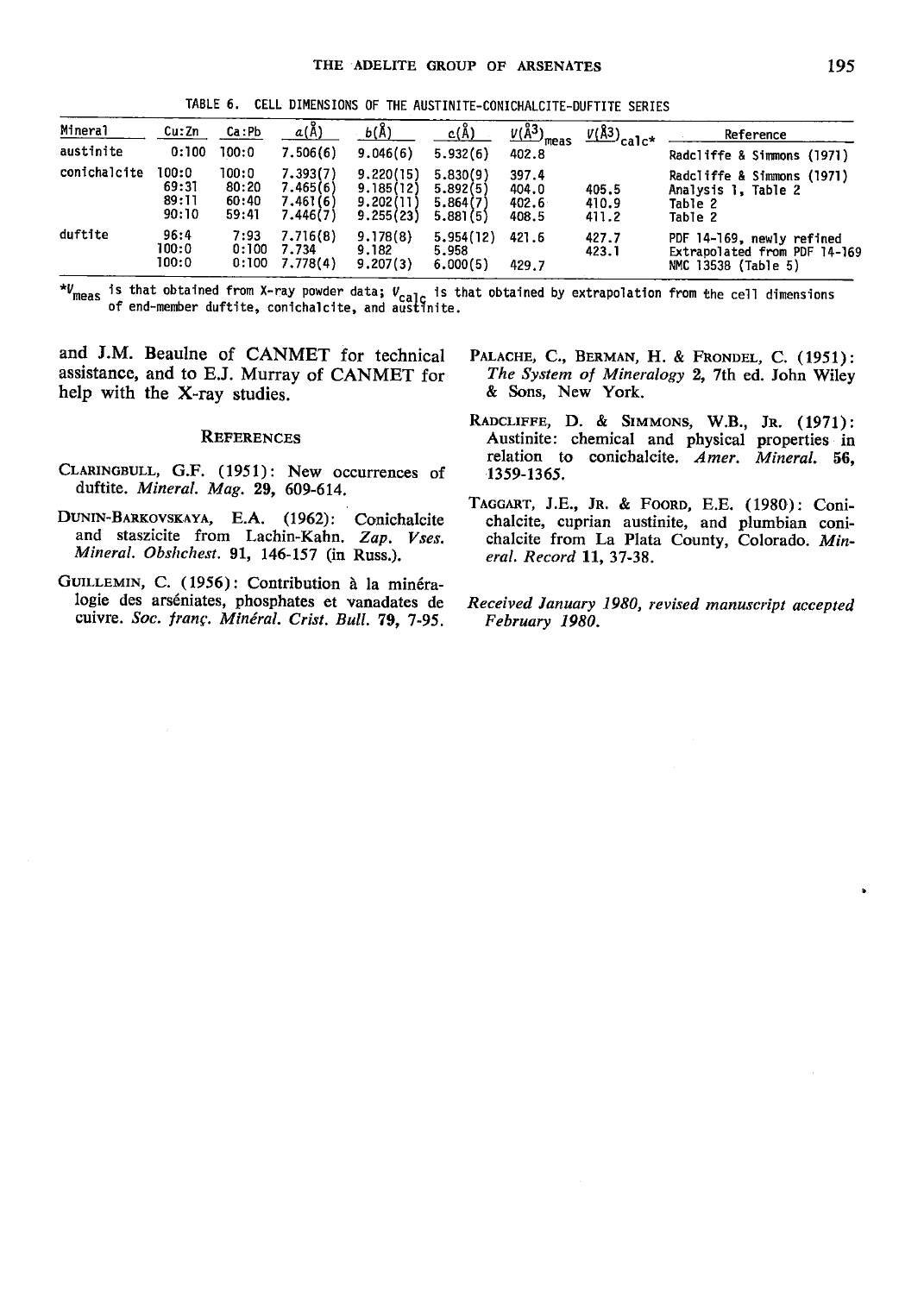TABLE 6. CELL DIMENSIONS OF THE AUSTINITE-CONICHALCITE-DUFTITE SERIES

| Mineral | Cu:Zn | Ca:Pb | a(Å) | b(Å) | c(Å) | $V(Å^3)_{meas}$ | $V(Å^3)_{calc}$* | Reference |
|---|---|---|---|---|---|---|---|---|
| austinite | 0:100 | 100:0 | 7.506(6) | 9.046(6) | 5.932(6) | 402.8 | | Radcliffe & Simmons (1971) |
| conichalcite | 100:0 | 100:0 | 7.393(7) | 9.220(15) | 5.830(9) | 397.4 | | Radcliffe & Simmons (1971) |
| | 69:31 | 80:20 | 7.465(6) | 9.185(12) | 5.892(5) | 404.0 | 405.5 | Analysis 1, Table 2 |
| | 89:11 | 60:40 | 7.461(6) | 9.202(11) | 5.864(7) | 402.6 | 410.9 | Table 2 |
| | 90:10 | 59:41 | 7.446(7) | 9.255(23) | 5.881(5) | 408.5 | 411.2 | Table 2 |
| duftite | 96:4 | 7:93 | 7.716(8) | 9.178(8) | 5.954(12) | 421.6 | 427.7 | PDF 14-169, newly refined |
| | 100:0 | 0:100 | 7.734 | 9.182 | 5.958 | | 423.1 | Extrapolated from PDF 14-169 |
| | 100:0 | 0:100 | 7.778(4) | 9.207(3) | 6.000(5) | 429.7 | | NMC 13538 (Table 5) |

*$V_{meas}$ is that obtained from X-ray powder data; $V_{calc}$ is that obtained by extrapolation from the cell dimensions of end-member duftite, conichalcite, and austinite.

and J.M. Beaulne of CANMET for technical assistance, and to E.J. Murray of CANMET for help with the X-ray studies.

## REFERENCES

CLARINGBULL, G.F. (1951): New occurrences of duftite. *Mineral. Mag.* **29**, 609-614.

DUNIN-BARKOVSKAYA, E.A. (1962): Conichalcite and staszicite from Lachin-Kahn. *Zap. Vses. Mineral. Obshchest.* **91**, 146-157 (in Russ.).

GUILLEMIN, C. (1956): Contribution à la minéralogie des arséniates, phosphates et vanadates de cuivre. *Soc. franç. Minéral. Crist. Bull.* **79**, 7-95.

PALACHE, C., BERMAN, H. & FRONDEL, C. (1951): *The System of Mineralogy* **2**, 7th ed. John Wiley & Sons, New York.

RADCLIFFE, D. & SIMMONS, W.B., JR. (1971): Austinite: chemical and physical properties in relation to conichalcite. *Amer. Mineral.* **56**, 1359-1365.

TAGGART, J.E., JR. & FOORD, E.E. (1980): Conichalcite, cuprian austinite, and plumbian conichalcite from La Plata County, Colorado. *Mineral. Record* **11**, 37-38.

*Received January 1980, revised manuscript accepted February 1980.*